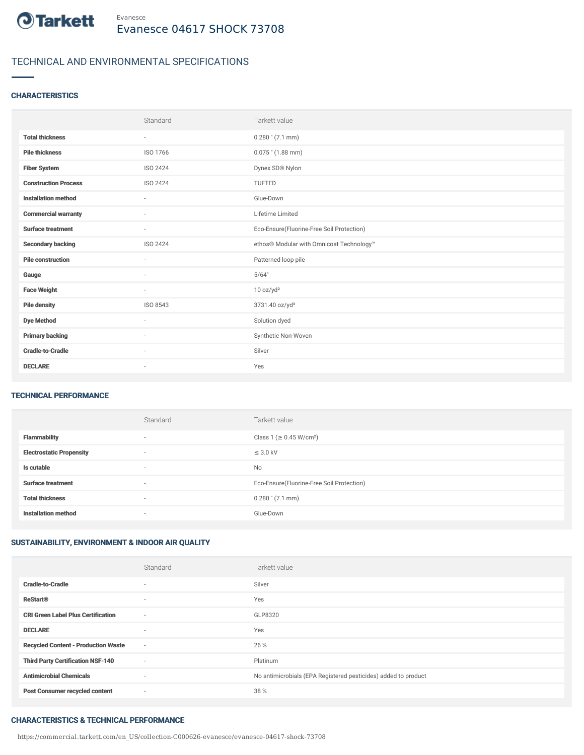Evanesce

# Evanesce 04617 SHOCK 73708

## TECHNICAL AND ENVIRONMENTAL SPECIFICATIONS

### CHARACTERISTICS

| | Standard | Tarkett value |
|---|---|---|
| **Total thickness** | - | 0.280 " (7.1 mm) |
| **Pile thickness** | ISO 1766 | 0.075 " (1.88 mm) |
| **Fiber System** | ISO 2424 | Dynex SD® Nylon |
| **Construction Process** | ISO 2424 | TUFTED |
| **Installation method** | - | Glue-Down |
| **Commercial warranty** | - | Lifetime Limited |
| **Surface treatment** | - | Eco-Ensure(Fluorine-Free Soil Protection) |
| **Secondary backing** | ISO 2424 | ethos® Modular with Omnicoat Technology™ |
| **Pile construction** | - | Patterned loop pile |
| **Gauge** | - | 5/64" |
| **Face Weight** | - | 10 oz/yd² |
| **Pile density** | ISO 8543 | 3731.40 oz/yd³ |
| **Dye Method** | - | Solution dyed |
| **Primary backing** | - | Synthetic Non-Woven |
| **Cradle-to-Cradle** | - | Silver |
| **DECLARE** | - | Yes |

### TECHNICAL PERFORMANCE

| | Standard | Tarkett value |
|---|---|---|
| **Flammability** | - | Class 1 (≥ 0.45 W/cm²) |
| **Electrostatic Propensity** | - | ≤ 3.0 kV |
| **Is cutable** | - | No |
| **Surface treatment** | - | Eco-Ensure(Fluorine-Free Soil Protection) |
| **Total thickness** | - | 0.280 " (7.1 mm) |
| **Installation method** | - | Glue-Down |

### SUSTAINABILITY, ENVIRONMENT & INDOOR AIR QUALITY

| | Standard | Tarkett value |
|---|---|---|
| **Cradle-to-Cradle** | - | Silver |
| **ReStart®** | - | Yes |
| **CRI Green Label Plus Certification** | - | GLP8320 |
| **DECLARE** | - | Yes |
| **Recycled Content - Production Waste** | - | 26 % |
| **Third Party Certification NSF-140** | - | Platinum |
| **Antimicrobial Chemicals** | - | No antimicrobials (EPA Registered pesticides) added to product |
| **Post Consumer recycled content** | - | 38 % |

### CHARACTERISTICS & TECHNICAL PERFORMANCE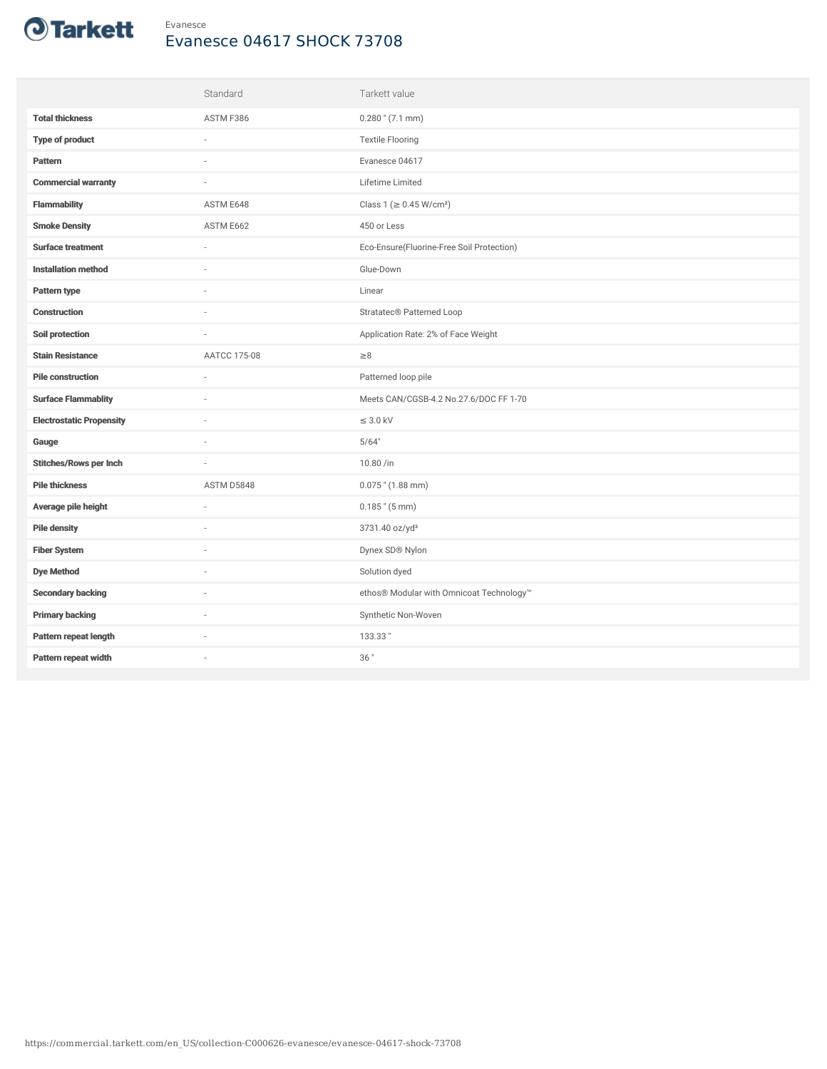Evanesce

# Evanesce 04617 SHOCK 73708

| | Standard | Tarkett value |
|---|---|---|
| **Total thickness** | ASTM F386 | 0.280 " (7.1 mm) |
| **Type of product** | - | Textile Flooring |
| **Pattern** | - | Evanesce 04617 |
| **Commercial warranty** | - | Lifetime Limited |
| **Flammability** | ASTM E648 | Class 1 (≥ 0.45 W/cm²) |
| **Smoke Density** | ASTM E662 | 450 or Less |
| **Surface treatment** | - | Eco-Ensure(Fluorine-Free Soil Protection) |
| **Installation method** | - | Glue-Down |
| **Pattern type** | - | Linear |
| **Construction** | - | Stratatec® Patterned Loop |
| **Soil protection** | - | Application Rate: 2% of Face Weight |
| **Stain Resistance** | AATCC 175-08 | ≥8 |
| **Pile construction** | - | Patterned loop pile |
| **Surface Flammablity** | - | Meets CAN/CGSB-4.2 No.27.6/DOC FF 1-70 |
| **Electrostatic Propensity** | - | ≤ 3.0 kV |
| **Gauge** | - | 5/64" |
| **Stitches/Rows per Inch** | - | 10.80 /in |
| **Pile thickness** | ASTM D5848 | 0.075 " (1.88 mm) |
| **Average pile height** | - | 0.185 " (5 mm) |
| **Pile density** | - | 3731.40 oz/yd³ |
| **Fiber System** | - | Dynex SD® Nylon |
| **Dye Method** | - | Solution dyed |
| **Secondary backing** | - | ethos® Modular with Omnicoat Technology™ |
| **Primary backing** | - | Synthetic Non-Woven |
| **Pattern repeat length** | - | 133.33 " |
| **Pattern repeat width** | - | 36 " |